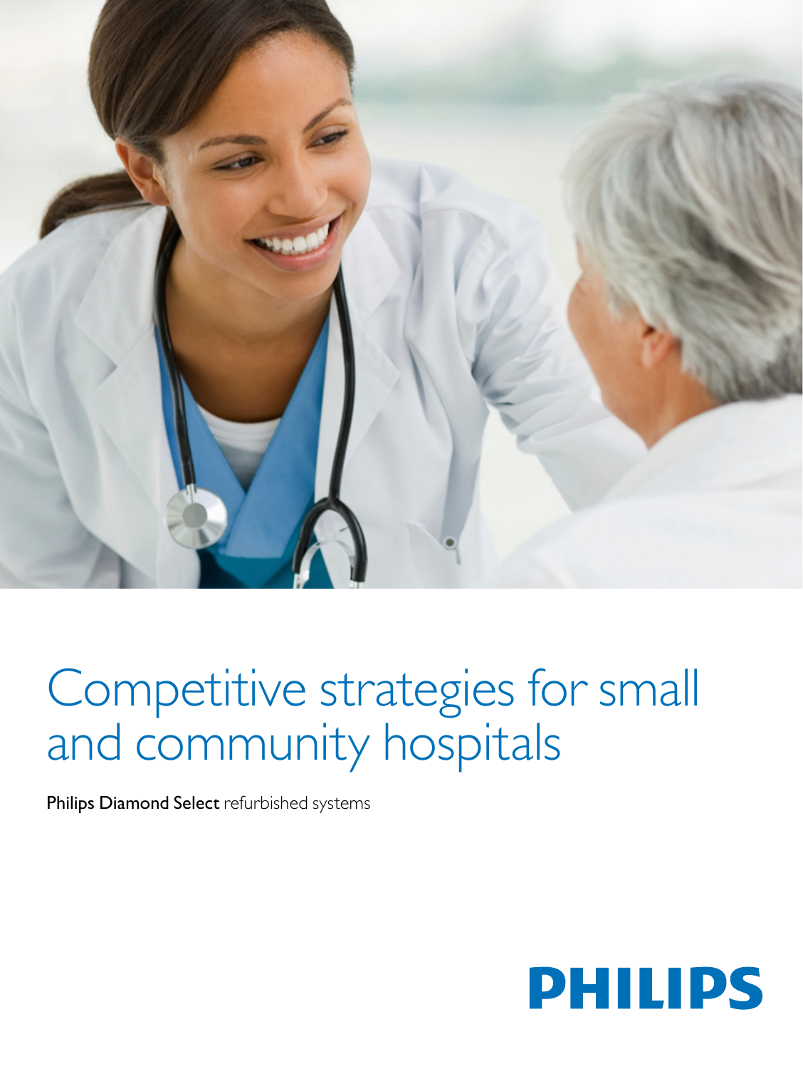# Competitive strategies for small and community hospitals

**Philips Diamond Select** refurbished systems

PHILIPS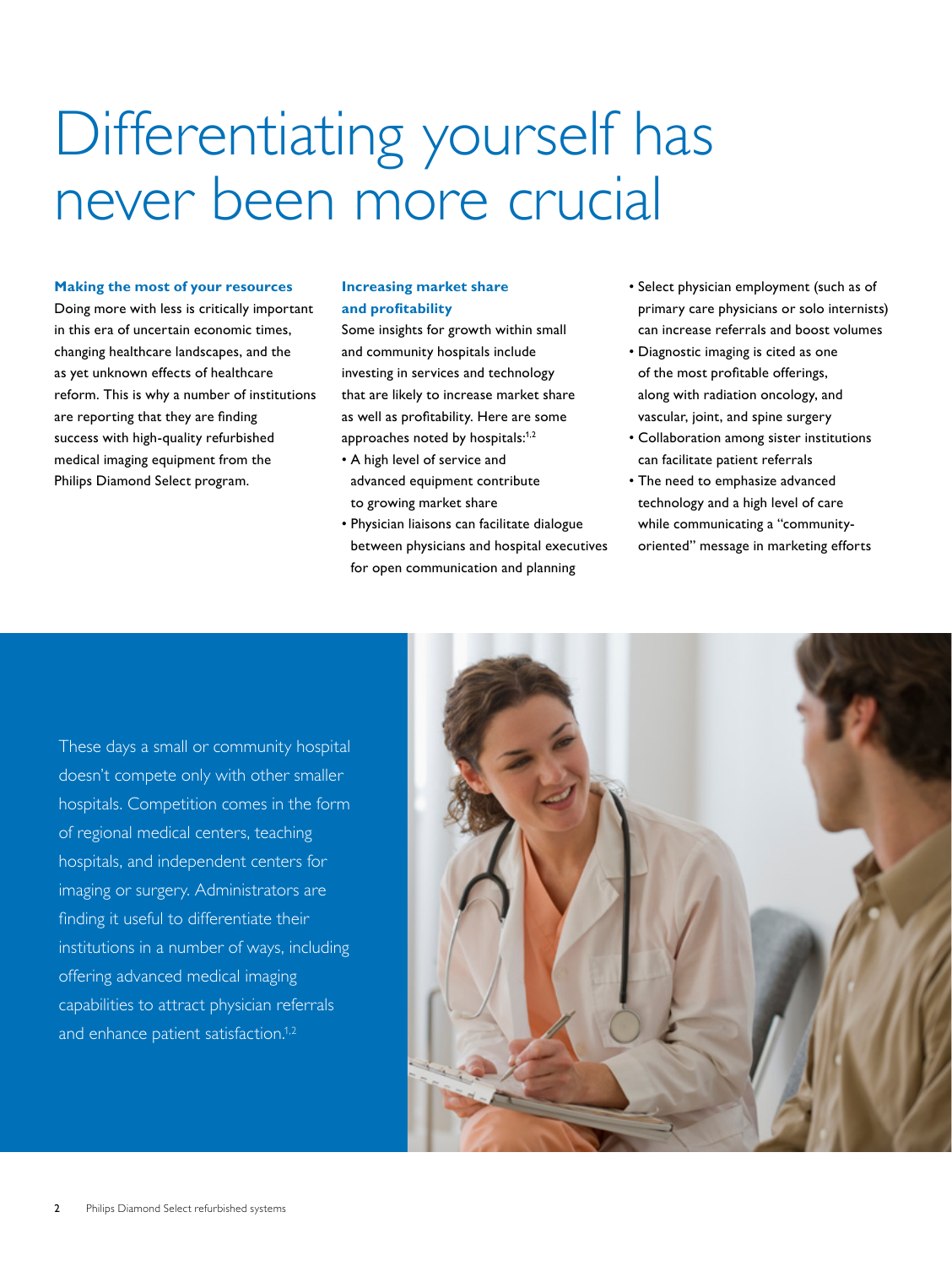# Differentiating yourself has never been more crucial

### Making the most of your resources

Doing more with less is critically important in this era of uncertain economic times, changing healthcare landscapes, and the as yet unknown effects of healthcare reform. This is why a number of institutions are reporting that they are finding success with high-quality refurbished medical imaging equipment from the Philips Diamond Select program.

### Increasing market share and profitability

Some insights for growth within small and community hospitals include investing in services and technology that are likely to increase market share as well as profitability. Here are some approaches noted by hospitals:[1,2]

- A high level of service and advanced equipment contribute to growing market share
- Physician liaisons can facilitate dialogue between physicians and hospital executives for open communication and planning
- Select physician employment (such as of primary care physicians or solo internists) can increase referrals and boost volumes
- Diagnostic imaging is cited as one of the most profitable offerings, along with radiation oncology, and vascular, joint, and spine surgery
- Collaboration among sister institutions can facilitate patient referrals
- The need to emphasize advanced technology and a high level of care while communicating a "community-oriented" message in marketing efforts

These days a small or community hospital doesn't compete only with other smaller hospitals. Competition comes in the form of regional medical centers, teaching hospitals, and independent centers for imaging or surgery. Administrators are finding it useful to differentiate their institutions in a number of ways, including offering advanced medical imaging capabilities to attract physician referrals and enhance patient satisfaction.[1,2]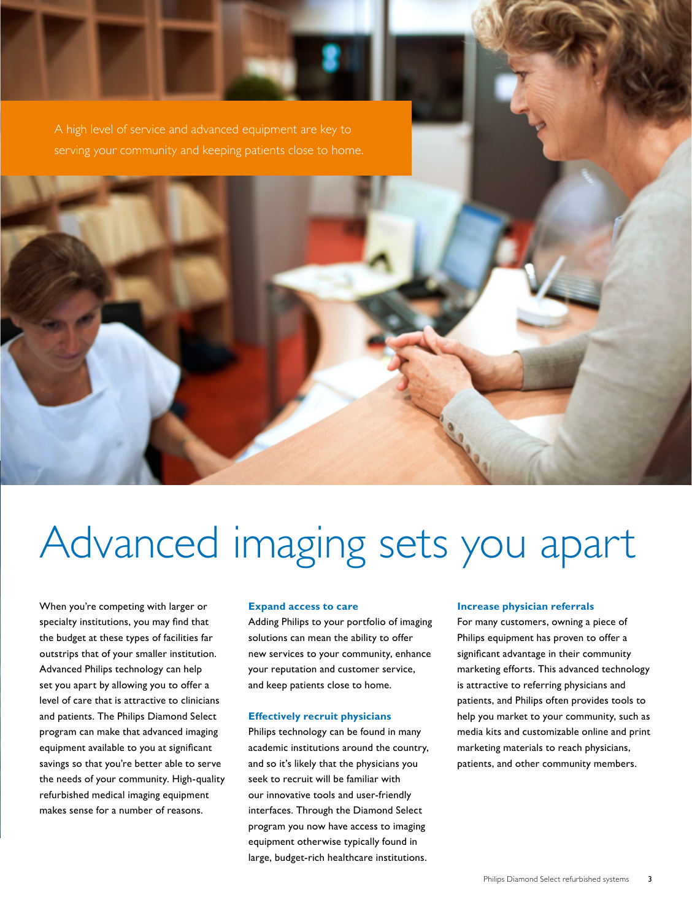A high level of service and advanced equipment are key to serving your community and keeping patients close to home.

# Advanced imaging sets you apart

When you're competing with larger or specialty institutions, you may find that the budget at these types of facilities far outstrips that of your smaller institution. Advanced Philips technology can help set you apart by allowing you to offer a level of care that is attractive to clinicians and patients. The Philips Diamond Select program can make that advanced imaging equipment available to you at significant savings so that you're better able to serve the needs of your community. High-quality refurbished medical imaging equipment makes sense for a number of reasons.

### Expand access to care

Adding Philips to your portfolio of imaging solutions can mean the ability to offer new services to your community, enhance your reputation and customer service, and keep patients close to home.

### Effectively recruit physicians

Philips technology can be found in many academic institutions around the country, and so it's likely that the physicians you seek to recruit will be familiar with our innovative tools and user-friendly interfaces. Through the Diamond Select program you now have access to imaging equipment otherwise typically found in large, budget-rich healthcare institutions.

### Increase physician referrals

For many customers, owning a piece of Philips equipment has proven to offer a significant advantage in their community marketing efforts. This advanced technology is attractive to referring physicians and patients, and Philips often provides tools to help you market to your community, such as media kits and customizable online and print marketing materials to reach physicians, patients, and other community members.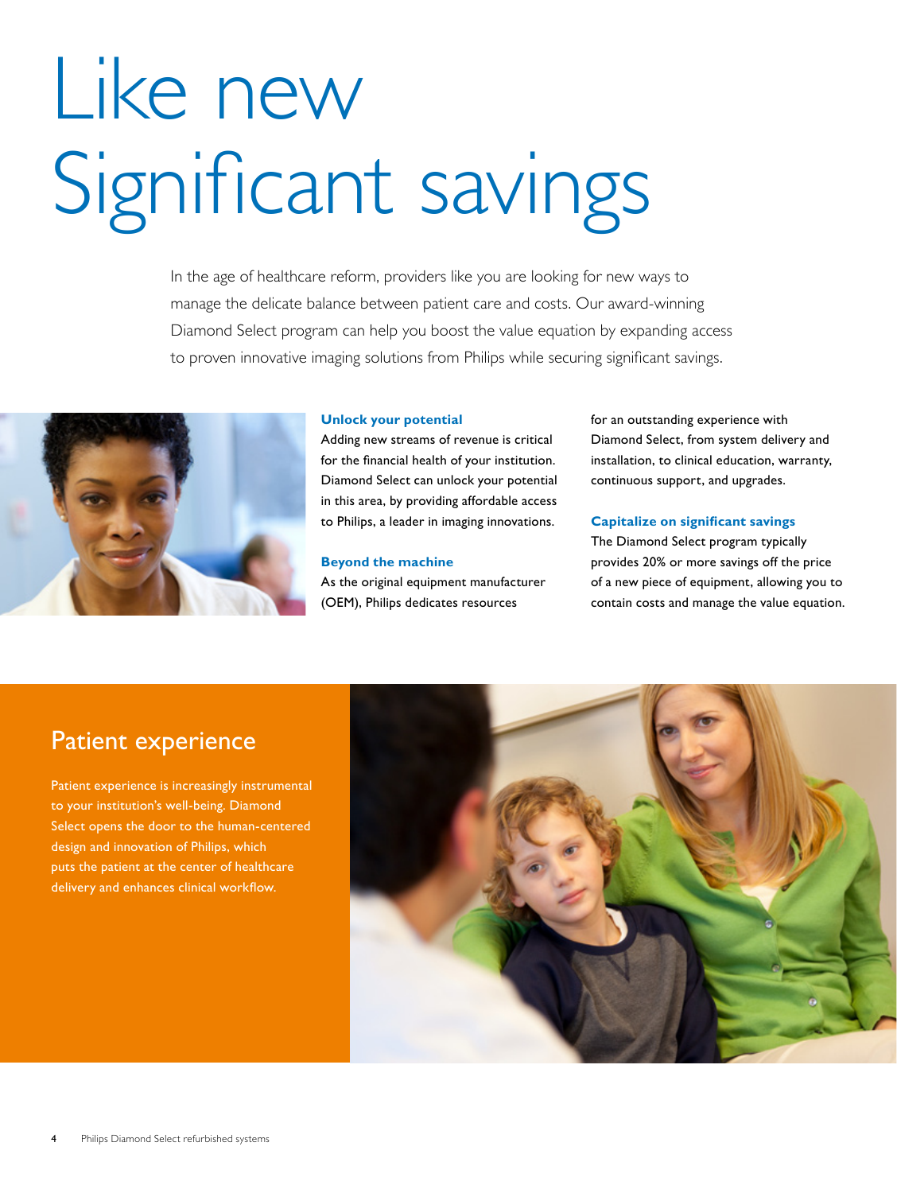# Like new
# Significant savings

In the age of healthcare reform, providers like you are looking for new ways to manage the delicate balance between patient care and costs. Our award-winning Diamond Select program can help you boost the value equation by expanding access to proven innovative imaging solutions from Philips while securing significant savings.

### Unlock your potential

Adding new streams of revenue is critical for the financial health of your institution. Diamond Select can unlock your potential in this area, by providing affordable access to Philips, a leader in imaging innovations.

### Beyond the machine

As the original equipment manufacturer (OEM), Philips dedicates resources for an outstanding experience with Diamond Select, from system delivery and installation, to clinical education, warranty, continuous support, and upgrades.

### Capitalize on significant savings

The Diamond Select program typically provides 20% or more savings off the price of a new piece of equipment, allowing you to contain costs and manage the value equation.

## Patient experience

Patient experience is increasingly instrumental to your institution's well-being. Diamond Select opens the door to the human-centered design and innovation of Philips, which puts the patient at the center of healthcare delivery and enhances clinical workflow.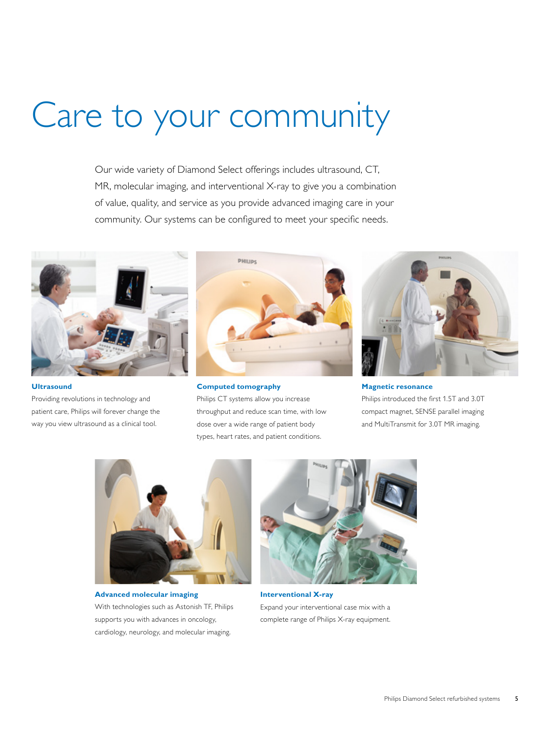# Care to your community

Our wide variety of Diamond Select offerings includes ultrasound, CT, MR, molecular imaging, and interventional X-ray to give you a combination of value, quality, and service as you provide advanced imaging care in your community. Our systems can be configured to meet your specific needs.

**Ultrasound**
Providing revolutions in technology and patient care, Philips will forever change the way you view ultrasound as a clinical tool.

**Computed tomography**
Philips CT systems allow you increase throughput and reduce scan time, with low dose over a wide range of patient body types, heart rates, and patient conditions.

**Magnetic resonance**
Philips introduced the first 1.5T and 3.0T compact magnet, SENSE parallel imaging and MultiTransmit for 3.0T MR imaging.

**Advanced molecular imaging**
With technologies such as Astonish TF, Philips supports you with advances in oncology, cardiology, neurology, and molecular imaging.

**Interventional X-ray**
Expand your interventional case mix with a complete range of Philips X-ray equipment.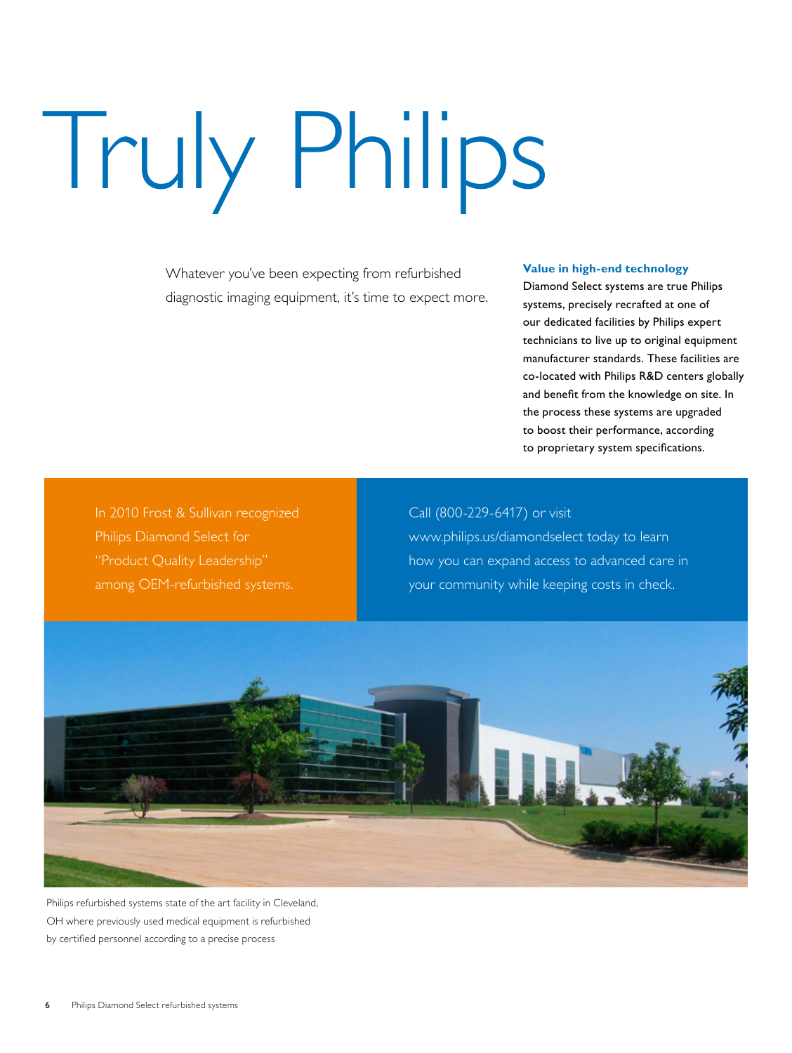# Truly Philips

Whatever you've been expecting from refurbished diagnostic imaging equipment, it's time to expect more.

**Value in high-end technology**
Diamond Select systems are true Philips systems, precisely recrafted at one of our dedicated facilities by Philips expert technicians to live up to original equipment manufacturer standards. These facilities are co-located with Philips R&D centers globally and benefit from the knowledge on site. In the process these systems are upgraded to boost their performance, according to proprietary system specifications.

In 2010 Frost & Sullivan recognized Philips Diamond Select for "Product Quality Leadership" among OEM-refurbished systems.

Call (800-229-6417) or visit www.philips.us/diamondselect today to learn how you can expand access to advanced care in your community while keeping costs in check.

Philips refurbished systems state of the art facility in Cleveland, OH where previously used medical equipment is refurbished by certified personnel according to a precise process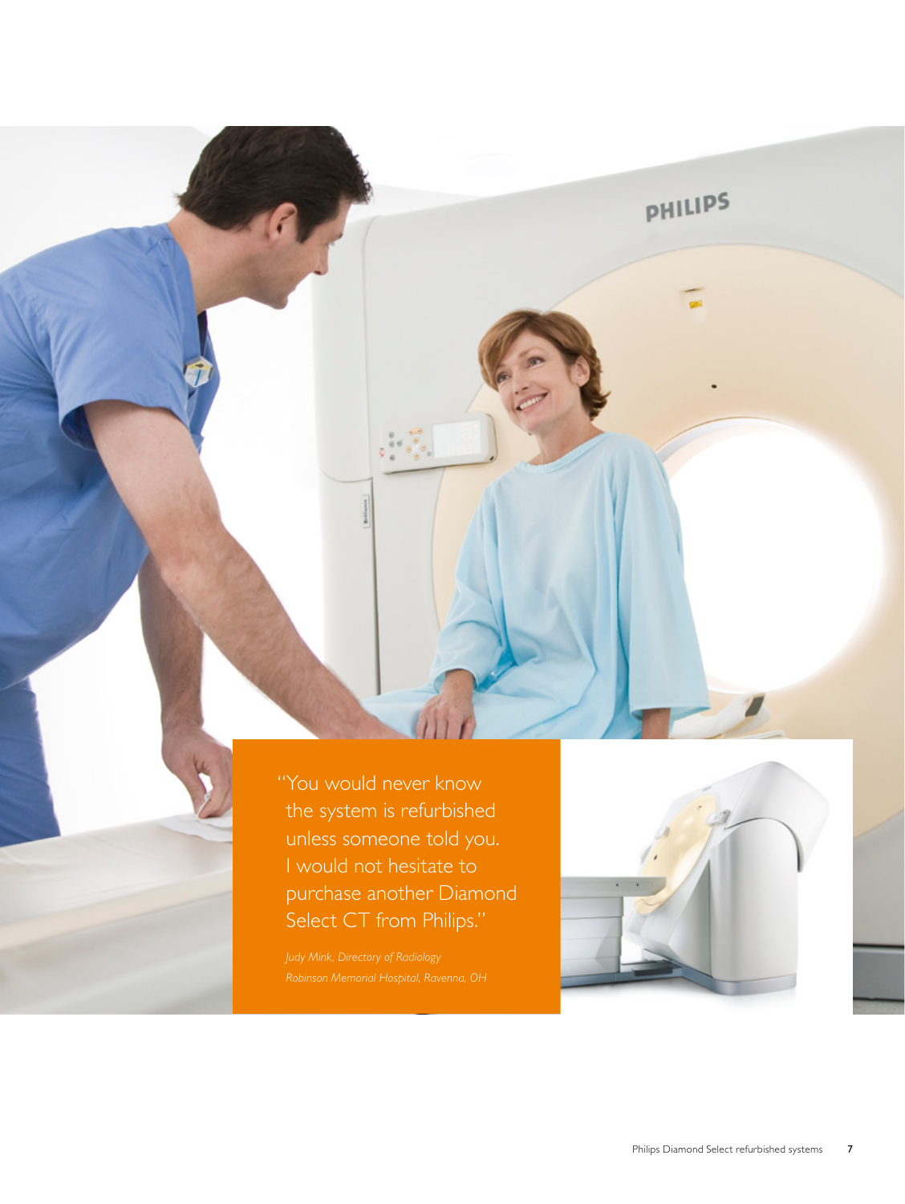"You would never know the system is refurbished unless someone told you. I would not hesitate to purchase another Diamond Select CT from Philips."

*Judy Mink, Directory of Radiology*
*Robinson Memorial Hospital, Ravenna, OH*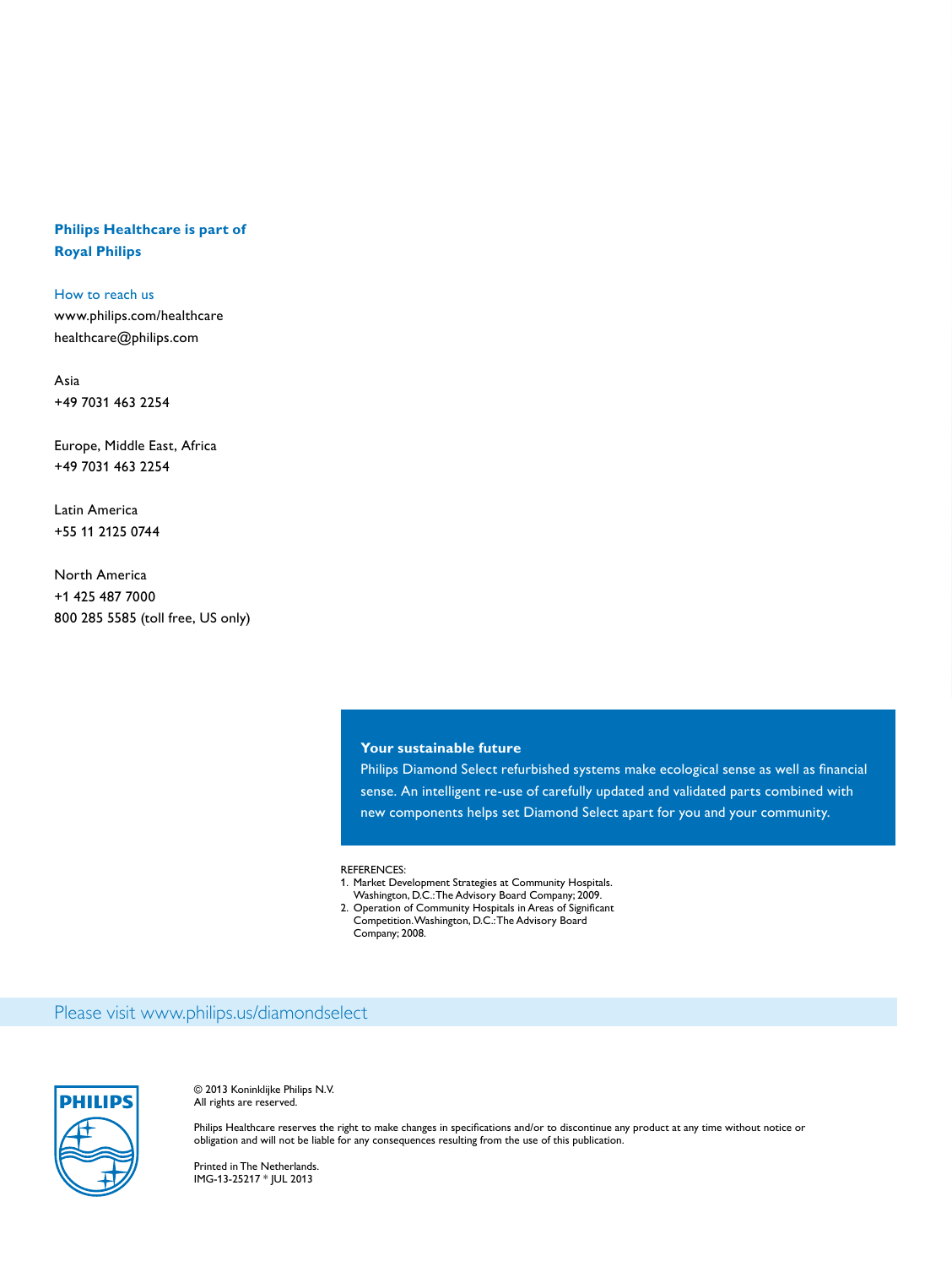**Philips Healthcare is part of Royal Philips**

How to reach us
www.philips.com/healthcare
healthcare@philips.com

Asia
+49 7031 463 2254

Europe, Middle East, Africa
+49 7031 463 2254

Latin America
+55 11 2125 0744

North America
+1 425 487 7000
800 285 5585 (toll free, US only)

**Your sustainable future**

Philips Diamond Select refurbished systems make ecological sense as well as financial sense. An intelligent re-use of carefully updated and validated parts combined with new components helps set Diamond Select apart for you and your community.

REFERENCES:

1. Market Development Strategies at Community Hospitals. Washington, D.C.: The Advisory Board Company; 2009.
2. Operation of Community Hospitals in Areas of Significant Competition. Washington, D.C.: The Advisory Board Company; 2008.

Please visit www.philips.us/diamondselect

PHILIPS

© 2013 Koninklijke Philips N.V.
All rights are reserved.

Philips Healthcare reserves the right to make changes in specifications and/or to discontinue any product at any time without notice or obligation and will not be liable for any consequences resulting from the use of this publication.

Printed in The Netherlands.
IMG-13-25217 * JUL 2013